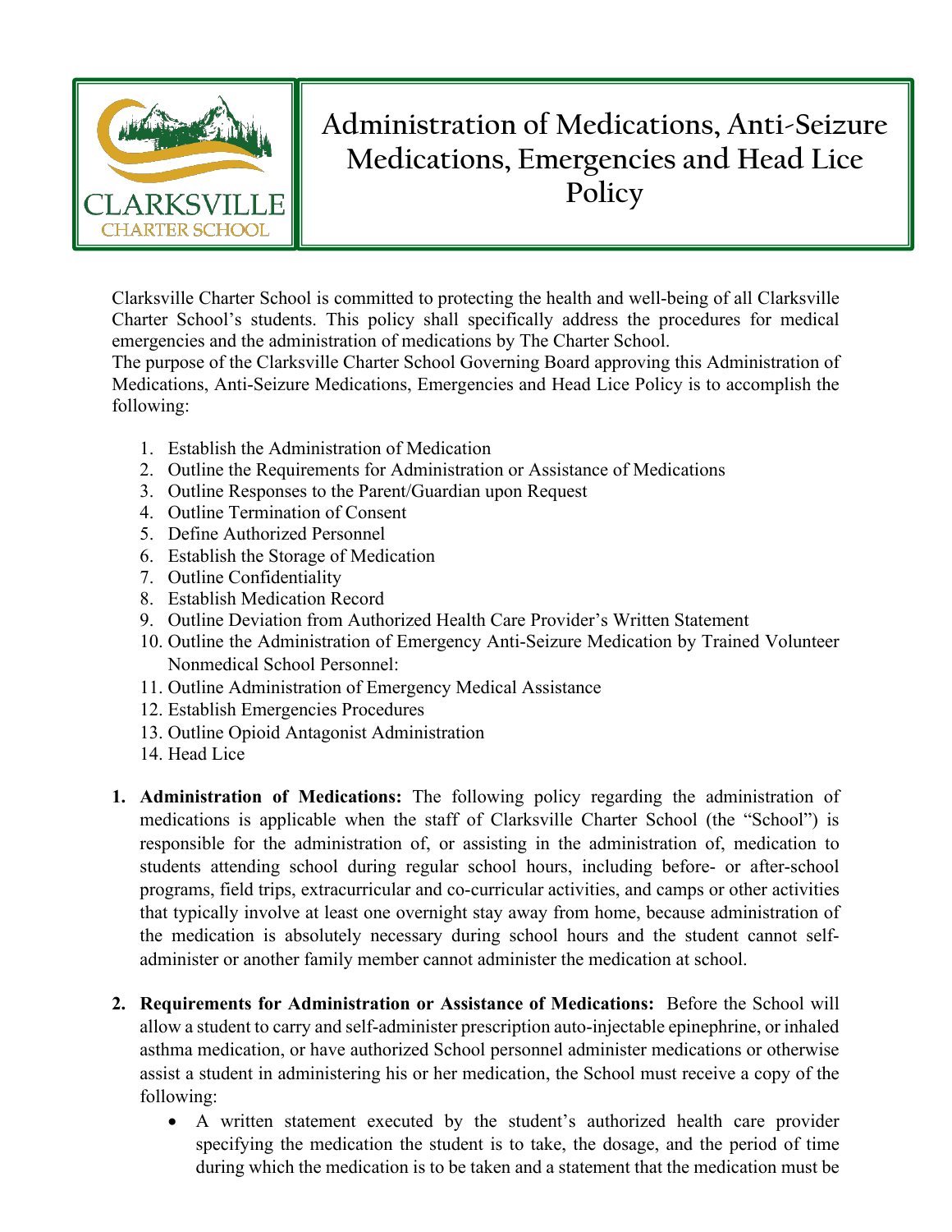# Administration of Medications, Anti-Seizure Medications, Emergencies and Head Lice Policy

Clarksville Charter School is committed to protecting the health and well-being of all Clarksville Charter School's students. This policy shall specifically address the procedures for medical emergencies and the administration of medications by The Charter School.

The purpose of the Clarksville Charter School Governing Board approving this Administration of Medications, Anti-Seizure Medications, Emergencies and Head Lice Policy is to accomplish the following:

1. Establish the Administration of Medication
2. Outline the Requirements for Administration or Assistance of Medications
3. Outline Responses to the Parent/Guardian upon Request
4. Outline Termination of Consent
5. Define Authorized Personnel
6. Establish the Storage of Medication
7. Outline Confidentiality
8. Establish Medication Record
9. Outline Deviation from Authorized Health Care Provider's Written Statement
10. Outline the Administration of Emergency Anti-Seizure Medication by Trained Volunteer Nonmedical School Personnel:
11. Outline Administration of Emergency Medical Assistance
12. Establish Emergencies Procedures
13. Outline Opioid Antagonist Administration
14. Head Lice

1. **Administration of Medications:** The following policy regarding the administration of medications is applicable when the staff of Clarksville Charter School (the "School") is responsible for the administration of, or assisting in the administration of, medication to students attending school during regular school hours, including before- or after-school programs, field trips, extracurricular and co-curricular activities, and camps or other activities that typically involve at least one overnight stay away from home, because administration of the medication is absolutely necessary during school hours and the student cannot self-administer or another family member cannot administer the medication at school.

2. **Requirements for Administration or Assistance of Medications:** Before the School will allow a student to carry and self-administer prescription auto-injectable epinephrine, or inhaled asthma medication, or have authorized School personnel administer medications or otherwise assist a student in administering his or her medication, the School must receive a copy of the following:
   - A written statement executed by the student's authorized health care provider specifying the medication the student is to take, the dosage, and the period of time during which the medication is to be taken and a statement that the medication must be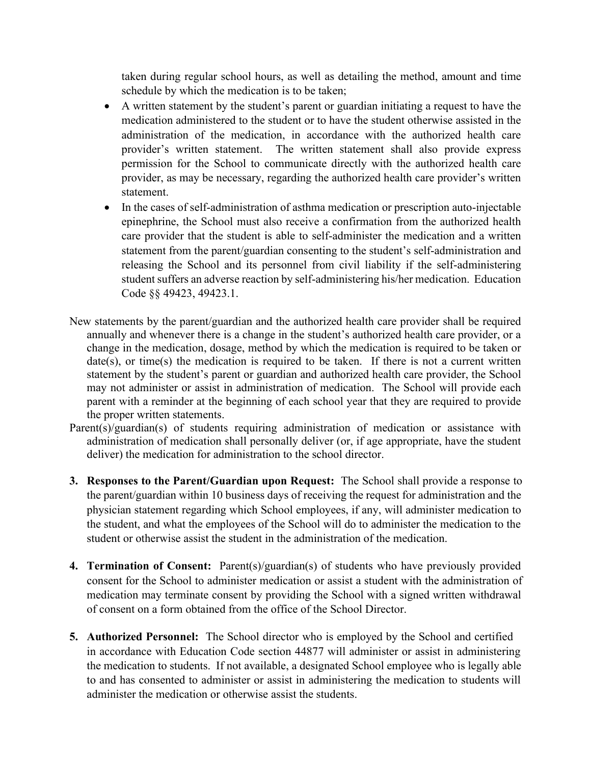taken during regular school hours, as well as detailing the method, amount and time schedule by which the medication is to be taken;

- A written statement by the student's parent or guardian initiating a request to have the medication administered to the student or to have the student otherwise assisted in the administration of the medication, in accordance with the authorized health care provider's written statement. The written statement shall also provide express permission for the School to communicate directly with the authorized health care provider, as may be necessary, regarding the authorized health care provider's written statement.
- In the cases of self-administration of asthma medication or prescription auto-injectable epinephrine, the School must also receive a confirmation from the authorized health care provider that the student is able to self-administer the medication and a written statement from the parent/guardian consenting to the student's self-administration and releasing the School and its personnel from civil liability if the self-administering student suffers an adverse reaction by self-administering his/her medication. Education Code §§ 49423, 49423.1.

New statements by the parent/guardian and the authorized health care provider shall be required annually and whenever there is a change in the student's authorized health care provider, or a change in the medication, dosage, method by which the medication is required to be taken or date(s), or time(s) the medication is required to be taken. If there is not a current written statement by the student's parent or guardian and authorized health care provider, the School may not administer or assist in administration of medication. The School will provide each parent with a reminder at the beginning of each school year that they are required to provide the proper written statements.

Parent(s)/guardian(s) of students requiring administration of medication or assistance with administration of medication shall personally deliver (or, if age appropriate, have the student deliver) the medication for administration to the school director.

3. **Responses to the Parent/Guardian upon Request:** The School shall provide a response to the parent/guardian within 10 business days of receiving the request for administration and the physician statement regarding which School employees, if any, will administer medication to the student, and what the employees of the School will do to administer the medication to the student or otherwise assist the student in the administration of the medication.

4. **Termination of Consent:** Parent(s)/guardian(s) of students who have previously provided consent for the School to administer medication or assist a student with the administration of medication may terminate consent by providing the School with a signed written withdrawal of consent on a form obtained from the office of the School Director.

5. **Authorized Personnel:** The School director who is employed by the School and certified in accordance with Education Code section 44877 will administer or assist in administering the medication to students. If not available, a designated School employee who is legally able to and has consented to administer or assist in administering the medication to students will administer the medication or otherwise assist the students.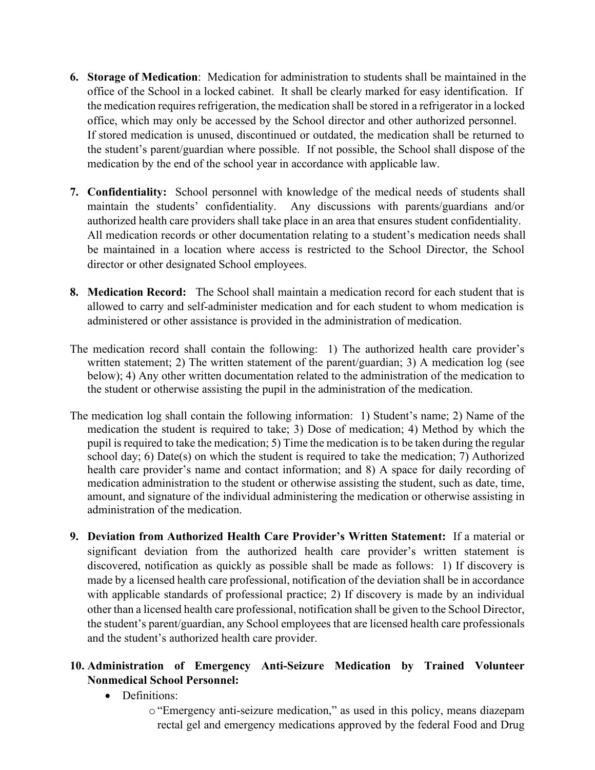6. **Storage of Medication**: Medication for administration to students shall be maintained in the office of the School in a locked cabinet. It shall be clearly marked for easy identification. If the medication requires refrigeration, the medication shall be stored in a refrigerator in a locked office, which may only be accessed by the School director and other authorized personnel. If stored medication is unused, discontinued or outdated, the medication shall be returned to the student's parent/guardian where possible. If not possible, the School shall dispose of the medication by the end of the school year in accordance with applicable law.

7. **Confidentiality:** School personnel with knowledge of the medical needs of students shall maintain the students' confidentiality. Any discussions with parents/guardians and/or authorized health care providers shall take place in an area that ensures student confidentiality. All medication records or other documentation relating to a student's medication needs shall be maintained in a location where access is restricted to the School Director, the School director or other designated School employees.

8. **Medication Record:** The School shall maintain a medication record for each student that is allowed to carry and self-administer medication and for each student to whom medication is administered or other assistance is provided in the administration of medication.

The medication record shall contain the following: 1) The authorized health care provider's written statement; 2) The written statement of the parent/guardian; 3) A medication log (see below); 4) Any other written documentation related to the administration of the medication to the student or otherwise assisting the pupil in the administration of the medication.

The medication log shall contain the following information: 1) Student's name; 2) Name of the medication the student is required to take; 3) Dose of medication; 4) Method by which the pupil is required to take the medication; 5) Time the medication is to be taken during the regular school day; 6) Date(s) on which the student is required to take the medication; 7) Authorized health care provider's name and contact information; and 8) A space for daily recording of medication administration to the student or otherwise assisting the student, such as date, time, amount, and signature of the individual administering the medication or otherwise assisting in administration of the medication.

9. **Deviation from Authorized Health Care Provider's Written Statement:** If a material or significant deviation from the authorized health care provider's written statement is discovered, notification as quickly as possible shall be made as follows: 1) If discovery is made by a licensed health care professional, notification of the deviation shall be in accordance with applicable standards of professional practice; 2) If discovery is made by an individual other than a licensed health care professional, notification shall be given to the School Director, the student's parent/guardian, any School employees that are licensed health care professionals and the student's authorized health care provider.

10. **Administration of Emergency Anti-Seizure Medication by Trained Volunteer Nonmedical School Personnel:**
    - Definitions:
        - "Emergency anti-seizure medication," as used in this policy, means diazepam rectal gel and emergency medications approved by the federal Food and Drug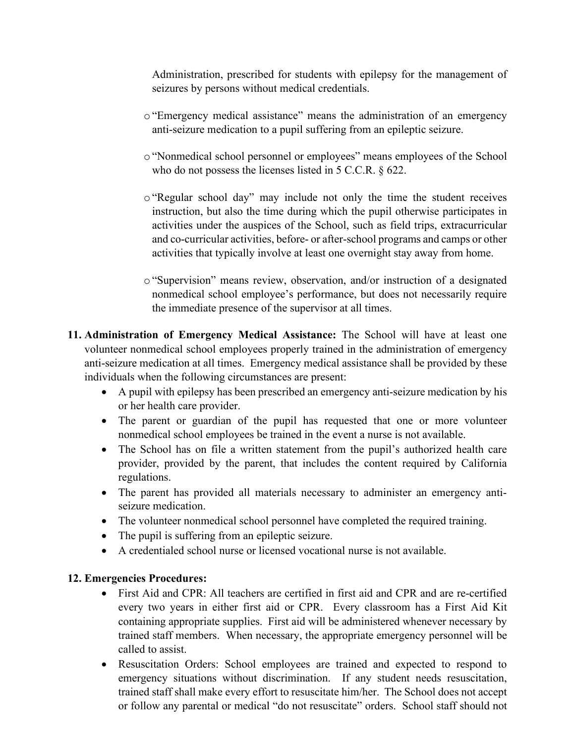Administration, prescribed for students with epilepsy for the management of seizures by persons without medical credentials.

- "Emergency medical assistance" means the administration of an emergency anti-seizure medication to a pupil suffering from an epileptic seizure.
- "Nonmedical school personnel or employees" means employees of the School who do not possess the licenses listed in 5 C.C.R. § 622.
- "Regular school day" may include not only the time the student receives instruction, but also the time during which the pupil otherwise participates in activities under the auspices of the School, such as field trips, extracurricular and co-curricular activities, before- or after-school programs and camps or other activities that typically involve at least one overnight stay away from home.
- "Supervision" means review, observation, and/or instruction of a designated nonmedical school employee's performance, but does not necessarily require the immediate presence of the supervisor at all times.

11. **Administration of Emergency Medical Assistance:** The School will have at least one volunteer nonmedical school employees properly trained in the administration of emergency anti-seizure medication at all times. Emergency medical assistance shall be provided by these individuals when the following circumstances are present:
    - A pupil with epilepsy has been prescribed an emergency anti-seizure medication by his or her health care provider.
    - The parent or guardian of the pupil has requested that one or more volunteer nonmedical school employees be trained in the event a nurse is not available.
    - The School has on file a written statement from the pupil's authorized health care provider, provided by the parent, that includes the content required by California regulations.
    - The parent has provided all materials necessary to administer an emergency anti-seizure medication.
    - The volunteer nonmedical school personnel have completed the required training.
    - The pupil is suffering from an epileptic seizure.
    - A credentialed school nurse or licensed vocational nurse is not available.

12. **Emergencies Procedures:**
    - First Aid and CPR: All teachers are certified in first aid and CPR and are re-certified every two years in either first aid or CPR. Every classroom has a First Aid Kit containing appropriate supplies. First aid will be administered whenever necessary by trained staff members. When necessary, the appropriate emergency personnel will be called to assist.
    - Resuscitation Orders: School employees are trained and expected to respond to emergency situations without discrimination. If any student needs resuscitation, trained staff shall make every effort to resuscitate him/her. The School does not accept or follow any parental or medical "do not resuscitate" orders. School staff should not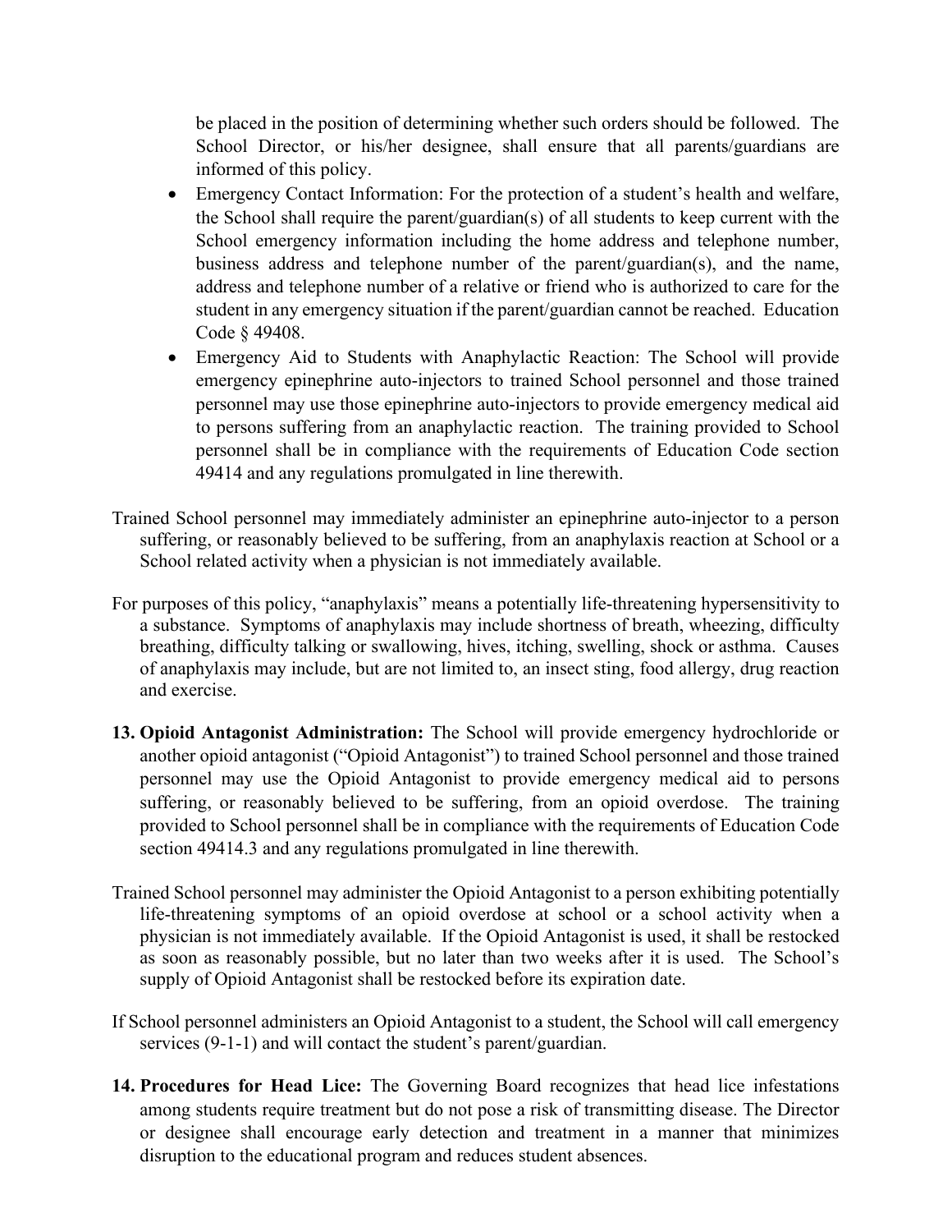be placed in the position of determining whether such orders should be followed. The School Director, or his/her designee, shall ensure that all parents/guardians are informed of this policy.

- Emergency Contact Information: For the protection of a student's health and welfare, the School shall require the parent/guardian(s) of all students to keep current with the School emergency information including the home address and telephone number, business address and telephone number of the parent/guardian(s), and the name, address and telephone number of a relative or friend who is authorized to care for the student in any emergency situation if the parent/guardian cannot be reached. Education Code § 49408.
- Emergency Aid to Students with Anaphylactic Reaction: The School will provide emergency epinephrine auto-injectors to trained School personnel and those trained personnel may use those epinephrine auto-injectors to provide emergency medical aid to persons suffering from an anaphylactic reaction. The training provided to School personnel shall be in compliance with the requirements of Education Code section 49414 and any regulations promulgated in line therewith.

Trained School personnel may immediately administer an epinephrine auto-injector to a person suffering, or reasonably believed to be suffering, from an anaphylaxis reaction at School or a School related activity when a physician is not immediately available.

For purposes of this policy, "anaphylaxis" means a potentially life-threatening hypersensitivity to a substance. Symptoms of anaphylaxis may include shortness of breath, wheezing, difficulty breathing, difficulty talking or swallowing, hives, itching, swelling, shock or asthma. Causes of anaphylaxis may include, but are not limited to, an insect sting, food allergy, drug reaction and exercise.

13. **Opioid Antagonist Administration:** The School will provide emergency hydrochloride or another opioid antagonist ("Opioid Antagonist") to trained School personnel and those trained personnel may use the Opioid Antagonist to provide emergency medical aid to persons suffering, or reasonably believed to be suffering, from an opioid overdose. The training provided to School personnel shall be in compliance with the requirements of Education Code section 49414.3 and any regulations promulgated in line therewith.

Trained School personnel may administer the Opioid Antagonist to a person exhibiting potentially life-threatening symptoms of an opioid overdose at school or a school activity when a physician is not immediately available. If the Opioid Antagonist is used, it shall be restocked as soon as reasonably possible, but no later than two weeks after it is used. The School's supply of Opioid Antagonist shall be restocked before its expiration date.

If School personnel administers an Opioid Antagonist to a student, the School will call emergency services (9-1-1) and will contact the student's parent/guardian.

14. **Procedures for Head Lice:** The Governing Board recognizes that head lice infestations among students require treatment but do not pose a risk of transmitting disease. The Director or designee shall encourage early detection and treatment in a manner that minimizes disruption to the educational program and reduces student absences.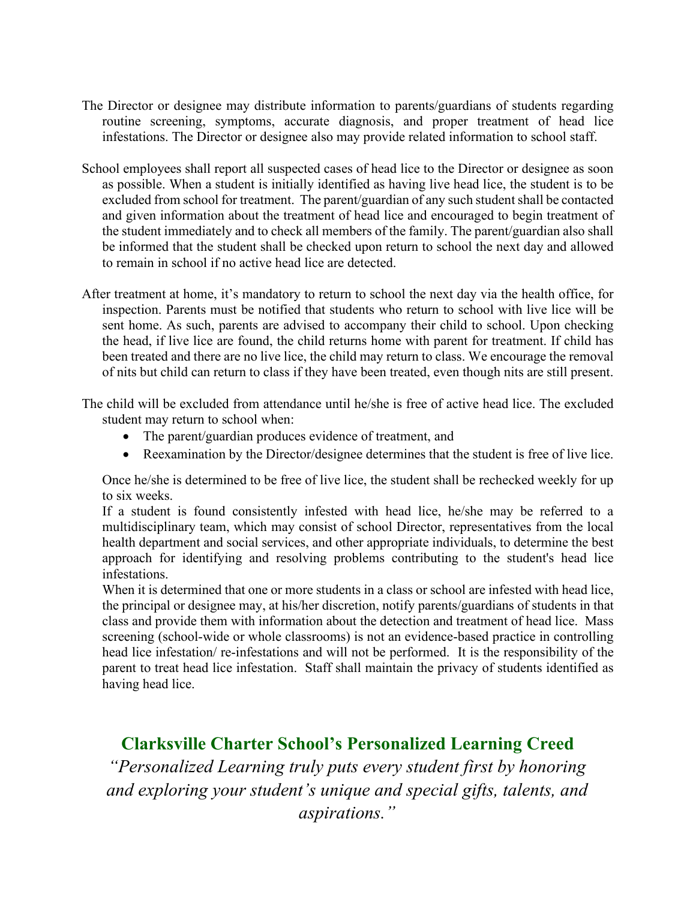The Director or designee may distribute information to parents/guardians of students regarding routine screening, symptoms, accurate diagnosis, and proper treatment of head lice infestations. The Director or designee also may provide related information to school staff.

School employees shall report all suspected cases of head lice to the Director or designee as soon as possible. When a student is initially identified as having live head lice, the student is to be excluded from school for treatment. The parent/guardian of any such student shall be contacted and given information about the treatment of head lice and encouraged to begin treatment of the student immediately and to check all members of the family. The parent/guardian also shall be informed that the student shall be checked upon return to school the next day and allowed to remain in school if no active head lice are detected.

After treatment at home, it's mandatory to return to school the next day via the health office, for inspection. Parents must be notified that students who return to school with live lice will be sent home. As such, parents are advised to accompany their child to school. Upon checking the head, if live lice are found, the child returns home with parent for treatment. If child has been treated and there are no live lice, the child may return to class. We encourage the removal of nits but child can return to class if they have been treated, even though nits are still present.

The child will be excluded from attendance until he/she is free of active head lice. The excluded student may return to school when:

- The parent/guardian produces evidence of treatment, and
- Reexamination by the Director/designee determines that the student is free of live lice.

Once he/she is determined to be free of live lice, the student shall be rechecked weekly for up to six weeks.

If a student is found consistently infested with head lice, he/she may be referred to a multidisciplinary team, which may consist of school Director, representatives from the local health department and social services, and other appropriate individuals, to determine the best approach for identifying and resolving problems contributing to the student's head lice infestations.

When it is determined that one or more students in a class or school are infested with head lice, the principal or designee may, at his/her discretion, notify parents/guardians of students in that class and provide them with information about the detection and treatment of head lice. Mass screening (school-wide or whole classrooms) is not an evidence-based practice in controlling head lice infestation/ re-infestations and will not be performed. It is the responsibility of the parent to treat head lice infestation. Staff shall maintain the privacy of students identified as having head lice.

**Clarksville Charter School's Personalized Learning Creed**

*"Personalized Learning truly puts every student first by honoring and exploring your student's unique and special gifts, talents, and aspirations."*